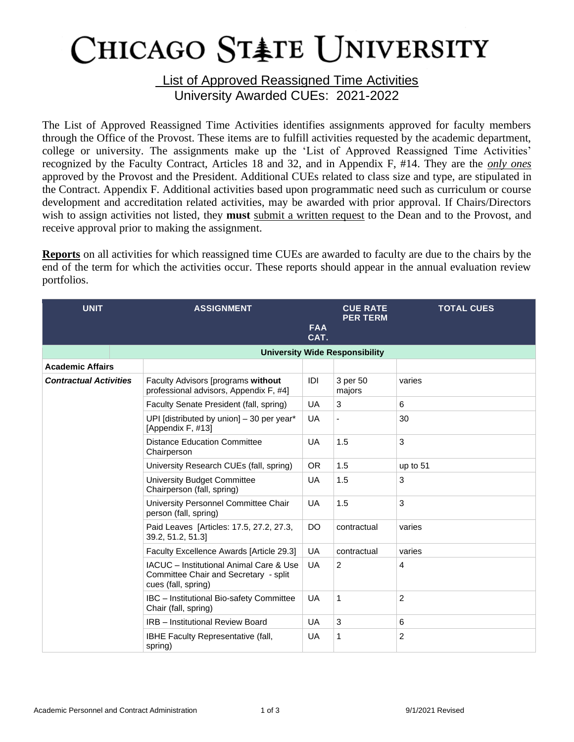# CHICAGO STATE UNIVERSITY

## List of Approved Reassigned Time Activities
## University Awarded CUEs: 2021-2022

The List of Approved Reassigned Time Activities identifies assignments approved for faculty members through the Office of the Provost. These items are to fulfill activities requested by the academic department, college or university. The assignments make up the 'List of Approved Reassigned Time Activities' recognized by the Faculty Contract, Articles 18 and 32, and in Appendix F, #14. They are the ***only ones*** approved by the Provost and the President. Additional CUEs related to class size and type, are stipulated in the Contract. Appendix F. Additional activities based upon programmatic need such as curriculum or course development and accreditation related activities, may be awarded with prior approval. If Chairs/Directors wish to assign activities not listed, they **must** submit a written request to the Dean and to the Provost, and receive approval prior to making the assignment.

**Reports** on all activities for which reassigned time CUEs are awarded to faculty are due to the chairs by the end of the term for which the activities occur. These reports should appear in the annual evaluation review portfolios.

| UNIT | ASSIGNMENT | FAA CAT. | CUE RATE PER TERM | TOTAL CUES |
|---|---|---|---|---|
| | **University Wide Responsibility** | | | |
| **Academic Affairs** | | | | |
| ***Contractual Activities*** | Faculty Advisors [programs **without** professional advisors, Appendix F, #4] | IDI | 3 per 50 majors | varies |
| | Faculty Senate President (fall, spring) | UA | 3 | 6 |
| | UPI [distributed by union] – 30 per year* [Appendix F, #13] | UA | - | 30 |
| | Distance Education Committee Chairperson | UA | 1.5 | 3 |
| | University Research CUEs (fall, spring) | OR | 1.5 | up to 51 |
| | University Budget Committee Chairperson (fall, spring) | UA | 1.5 | 3 |
| | University Personnel Committee Chair person (fall, spring) | UA | 1.5 | 3 |
| | Paid Leaves [Articles: 17.5, 27.2, 27.3, 39.2, 51.2, 51.3] | DO | contractual | varies |
| | Faculty Excellence Awards [Article 29.3] | UA | contractual | varies |
| | IACUC – Institutional Animal Care & Use Committee Chair and Secretary - split cues (fall, spring) | UA | 2 | 4 |
| | IBC – Institutional Bio-safety Committee Chair (fall, spring) | UA | 1 | 2 |
| | IRB – Institutional Review Board | UA | 3 | 6 |
| | IBHE Faculty Representative (fall, spring) | UA | 1 | 2 |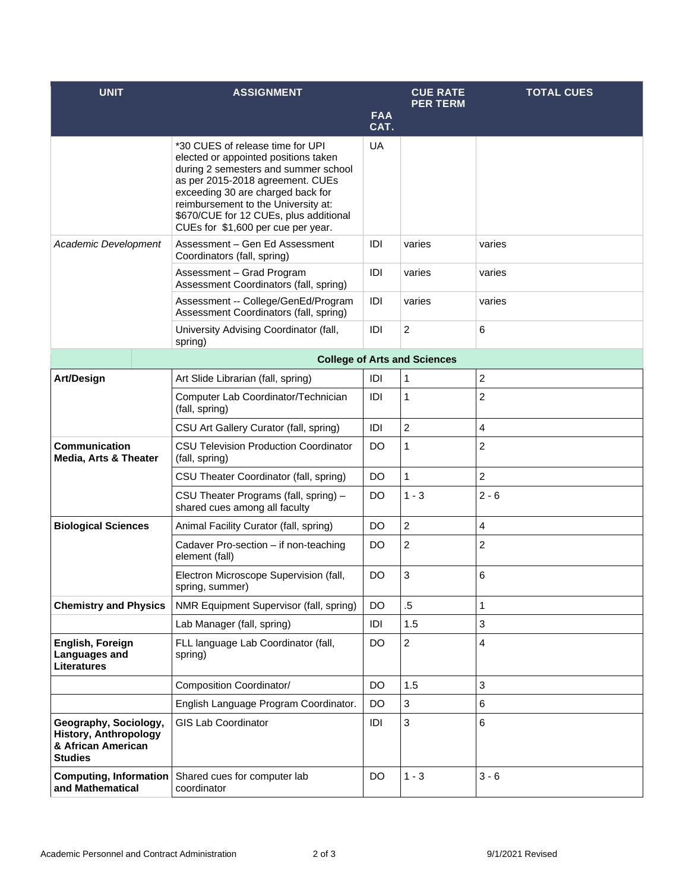| UNIT | ASSIGNMENT | FAA CAT. | CUE RATE PER TERM | TOTAL CUES |
|---|---|---|---|---|
| | *30 CUES of release time for UPI elected or appointed positions taken during 2 semesters and summer school as per 2015-2018 agreement. CUEs exceeding 30 are charged back for reimbursement to the University at: $670/CUE for 12 CUEs, plus additional CUEs for $1,600 per cue per year. | UA | | |
| *Academic Development* | Assessment – Gen Ed Assessment Coordinators (fall, spring) | IDI | varies | varies |
| | Assessment – Grad Program Assessment Coordinators (fall, spring) | IDI | varies | varies |
| | Assessment -- College/GenEd/Program Assessment Coordinators (fall, spring) | IDI | varies | varies |
| | University Advising Coordinator (fall, spring) | IDI | 2 | 6 |
| | **College of Arts and Sciences** | | | |
| **Art/Design** | Art Slide Librarian (fall, spring) | IDI | 1 | 2 |
| | Computer Lab Coordinator/Technician (fall, spring) | IDI | 1 | 2 |
| | CSU Art Gallery Curator (fall, spring) | IDI | 2 | 4 |
| **Communication Media, Arts & Theater** | CSU Television Production Coordinator (fall, spring) | DO | 1 | 2 |
| | CSU Theater Coordinator (fall, spring) | DO | 1 | 2 |
| | CSU Theater Programs (fall, spring) – shared cues among all faculty | DO | 1 - 3 | 2 - 6 |
| **Biological Sciences** | Animal Facility Curator (fall, spring) | DO | 2 | 4 |
| | Cadaver Pro-section – if non-teaching element (fall) | DO | 2 | 2 |
| | Electron Microscope Supervision (fall, spring, summer) | DO | 3 | 6 |
| **Chemistry and Physics** | NMR Equipment Supervisor (fall, spring) | DO | .5 | 1 |
| | Lab Manager (fall, spring) | IDI | 1.5 | 3 |
| **English, Foreign Languages and Literatures** | FLL language Lab Coordinator (fall, spring) | DO | 2 | 4 |
| | Composition Coordinator/ | DO | 1.5 | 3 |
| | English Language Program Coordinator. | DO | 3 | 6 |
| **Geography, Sociology, History, Anthropology & African American Studies** | GIS Lab Coordinator | IDI | 3 | 6 |
| **Computing, Information and Mathematical** | Shared cues for computer lab coordinator | DO | 1 - 3 | 3 - 6 |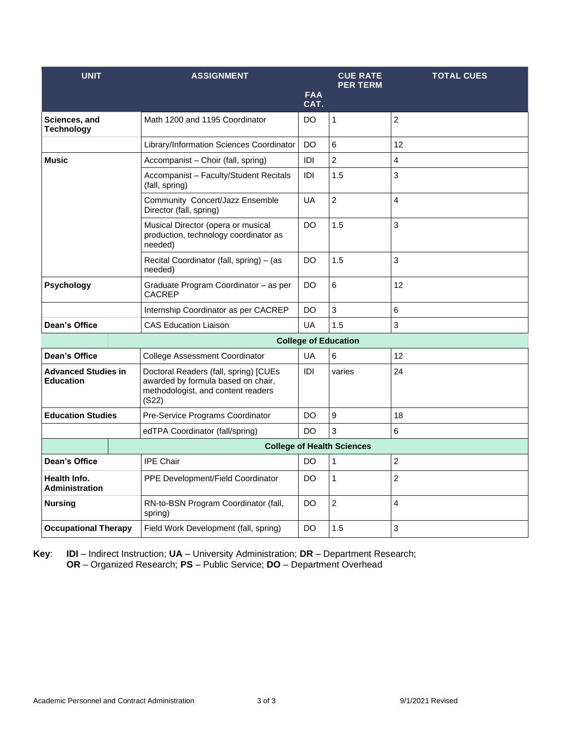| UNIT | ASSIGNMENT | FAA CAT. | CUE RATE PER TERM | TOTAL CUES |
|---|---|---|---|---|
| **Sciences, and Technology** | Math 1200 and 1195 Coordinator | DO | 1 | 2 |
| | Library/Information Sciences Coordinator | DO | 6 | 12 |
| **Music** | Accompanist – Choir (fall, spring) | IDI | 2 | 4 |
| | Accompanist – Faculty/Student Recitals (fall, spring) | IDI | 1.5 | 3 |
| | Community Concert/Jazz Ensemble Director (fall, spring) | UA | 2 | 4 |
| | Musical Director (opera or musical production, technology coordinator as needed) | DO | 1.5 | 3 |
| | Recital Coordinator (fall, spring) – (as needed) | DO | 1.5 | 3 |
| **Psychology** | Graduate Program Coordinator – as per CACREP | DO | 6 | 12 |
| | Internship Coordinator as per CACREP | DO | 3 | 6 |
| **Dean's Office** | CAS Education Liaison | UA | 1.5 | 3 |
| | **College of Education** | | | |
| **Dean's Office** | College Assessment Coordinator | UA | 6 | 12 |
| **Advanced Studies in Education** | Doctoral Readers (fall, spring) [CUEs awarded by formula based on chair, methodologist, and content readers (S22) | IDI | varies | 24 |
| **Education Studies** | Pre-Service Programs Coordinator | DO | 9 | 18 |
| | edTPA Coordinator (fall/spring) | DO | 3 | 6 |
| | **College of Health Sciences** | | | |
| **Dean's Office** | IPE Chair | DO | 1 | 2 |
| **Health Info. Administration** | PPE Development/Field Coordinator | DO | 1 | 2 |
| **Nursing** | RN-to-BSN Program Coordinator (fall, spring) | DO | 2 | 4 |
| **Occupational Therapy** | Field Work Development (fall, spring) | DO | 1.5 | 3 |

**Key**: **IDI** – Indirect Instruction; **UA** – University Administration; **DR** – Department Research; **OR** – Organized Research; **PS** – Public Service; **DO** – Department Overhead